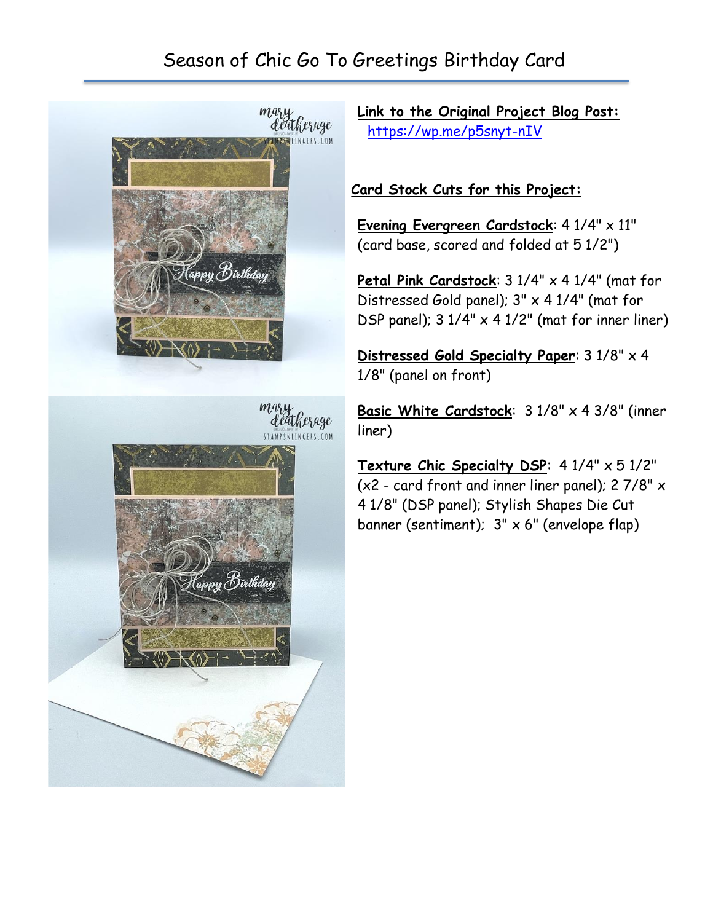# Season of Chic Go To Greetings Birthday Card

**Link to the Original Project Blog Post:**
https://wp.me/p5snyt-nIV

**Card Stock Cuts for this Project:**

**Evening Evergreen Cardstock**: 4 1/4" x 11" (card base, scored and folded at 5 1/2")

**Petal Pink Cardstock**: 3 1/4" x 4 1/4" (mat for Distressed Gold panel); 3" x 4 1/4" (mat for DSP panel); 3 1/4" x 4 1/2" (mat for inner liner)

**Distressed Gold Specialty Paper**: 3 1/8" x 4 1/8" (panel on front)

**Basic White Cardstock**: 3 1/8" x 4 3/8" (inner liner)

**Texture Chic Specialty DSP**: 4 1/4" x 5 1/2" (x2 - card front and inner liner panel); 2 7/8" x 4 1/8" (DSP panel); Stylish Shapes Die Cut banner (sentiment); 3" x 6" (envelope flap)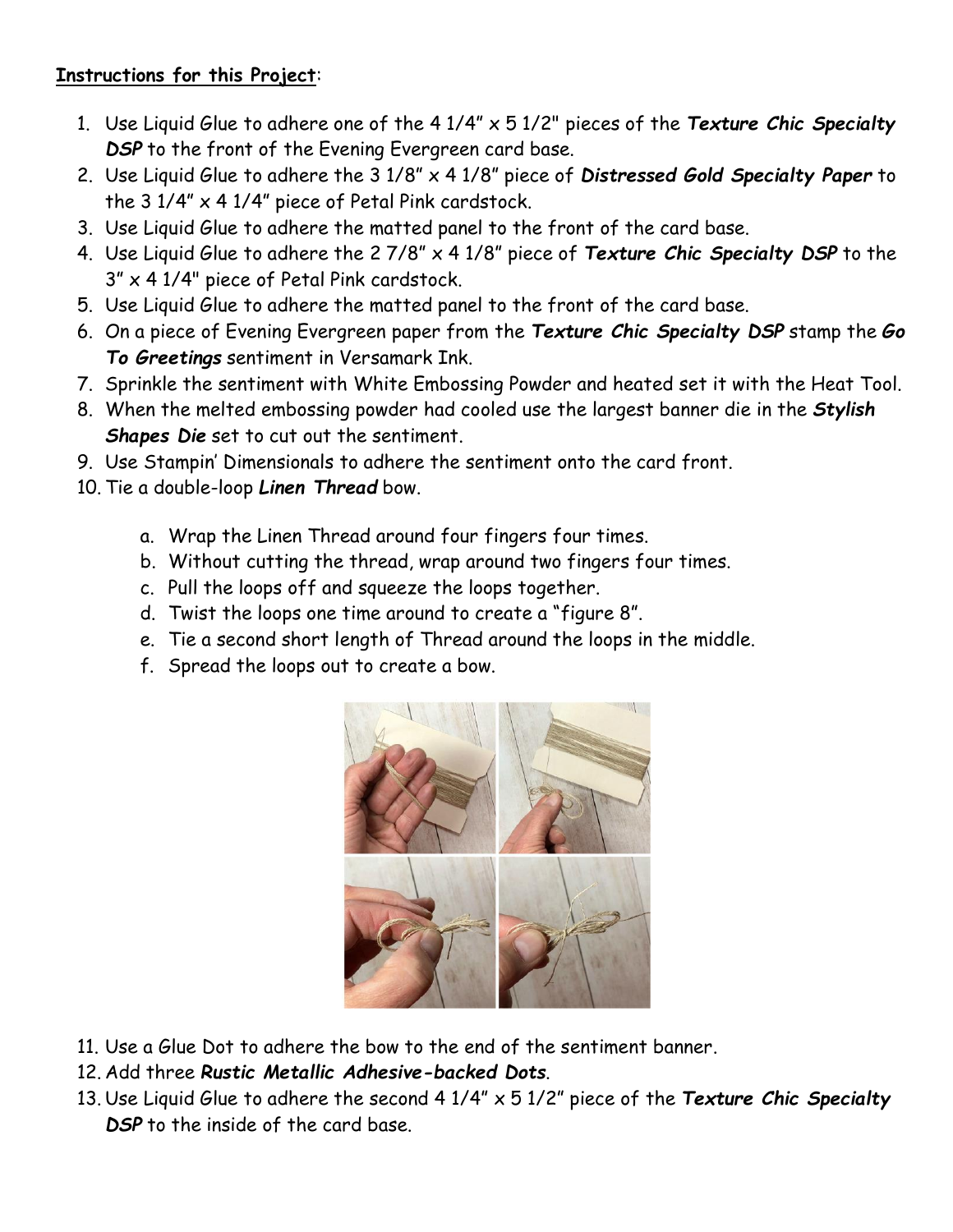**<u>Instructions for this Project</u>**:

1. Use Liquid Glue to adhere one of the 4 1/4" x 5 1/2" pieces of the ***Texture Chic Specialty DSP*** to the front of the Evening Evergreen card base.
2. Use Liquid Glue to adhere the 3 1/8" x 4 1/8" piece of ***Distressed Gold Specialty Paper*** to the 3 1/4" x 4 1/4" piece of Petal Pink cardstock.
3. Use Liquid Glue to adhere the matted panel to the front of the card base.
4. Use Liquid Glue to adhere the 2 7/8" x 4 1/8" piece of ***Texture Chic Specialty DSP*** to the 3" x 4 1/4" piece of Petal Pink cardstock.
5. Use Liquid Glue to adhere the matted panel to the front of the card base.
6. On a piece of Evening Evergreen paper from the ***Texture Chic Specialty DSP*** stamp the ***Go To Greetings*** sentiment in Versamark Ink.
7. Sprinkle the sentiment with White Embossing Powder and heated set it with the Heat Tool.
8. When the melted embossing powder had cooled use the largest banner die in the ***Stylish Shapes Die*** set to cut out the sentiment.
9. Use Stampin' Dimensionals to adhere the sentiment onto the card front.
10. Tie a double-loop ***Linen Thread*** bow.
    a. Wrap the Linen Thread around four fingers four times.
    b. Without cutting the thread, wrap around two fingers four times.
    c. Pull the loops off and squeeze the loops together.
    d. Twist the loops one time around to create a "figure 8".
    e. Tie a second short length of Thread around the loops in the middle.
    f. Spread the loops out to create a bow.
11. Use a Glue Dot to adhere the bow to the end of the sentiment banner.
12. Add three ***Rustic Metallic Adhesive-backed Dots***.
13. Use Liquid Glue to adhere the second 4 1/4" x 5 1/2" piece of the ***Texture Chic Specialty DSP*** to the inside of the card base.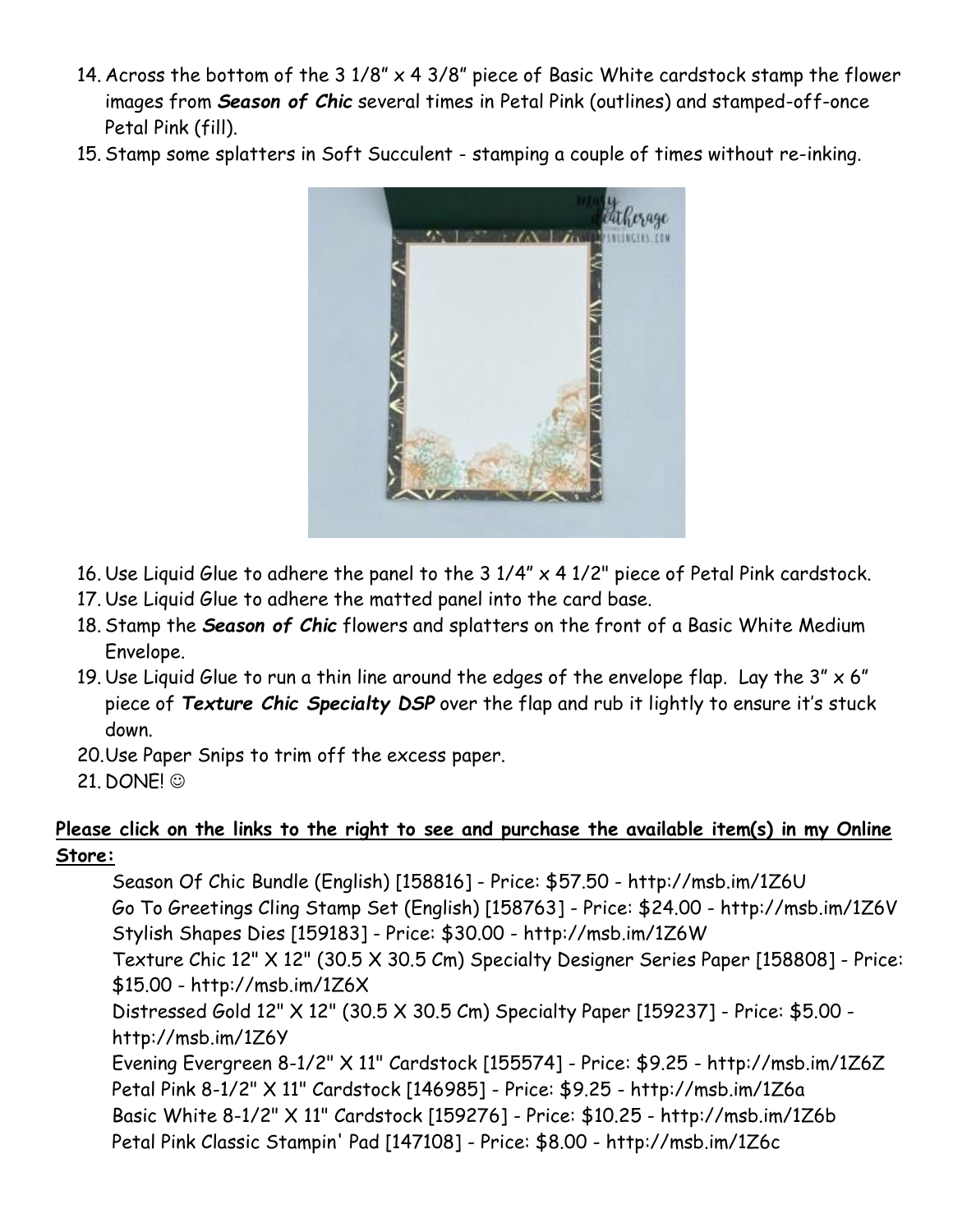14. Across the bottom of the 3 1/8" x 4 3/8" piece of Basic White cardstock stamp the flower images from ***Season of Chic*** several times in Petal Pink (outlines) and stamped-off-once Petal Pink (fill).
15. Stamp some splatters in Soft Succulent - stamping a couple of times without re-inking.
16. Use Liquid Glue to adhere the panel to the 3 1/4" x 4 1/2" piece of Petal Pink cardstock.
17. Use Liquid Glue to adhere the matted panel into the card base.
18. Stamp the ***Season of Chic*** flowers and splatters on the front of a Basic White Medium Envelope.
19. Use Liquid Glue to run a thin line around the edges of the envelope flap. Lay the 3" x 6" piece of ***Texture Chic Specialty DSP*** over the flap and rub it lightly to ensure it's stuck down.
20. Use Paper Snips to trim off the excess paper.
21. DONE! ☺

**Please click on the links to the right to see and purchase the available item(s) in my Online Store:**

Season Of Chic Bundle (English) [158816] - Price: $57.50 - http://msb.im/1Z6U
Go To Greetings Cling Stamp Set (English) [158763] - Price: $24.00 - http://msb.im/1Z6V
Stylish Shapes Dies [159183] - Price: $30.00 - http://msb.im/1Z6W
Texture Chic 12" X 12" (30.5 X 30.5 Cm) Specialty Designer Series Paper [158808] - Price: $15.00 - http://msb.im/1Z6X
Distressed Gold 12" X 12" (30.5 X 30.5 Cm) Specialty Paper [159237] - Price: $5.00 - http://msb.im/1Z6Y
Evening Evergreen 8-1/2" X 11" Cardstock [155574] - Price: $9.25 - http://msb.im/1Z6Z
Petal Pink 8-1/2" X 11" Cardstock [146985] - Price: $9.25 - http://msb.im/1Z6a
Basic White 8-1/2" X 11" Cardstock [159276] - Price: $10.25 - http://msb.im/1Z6b
Petal Pink Classic Stampin' Pad [147108] - Price: $8.00 - http://msb.im/1Z6c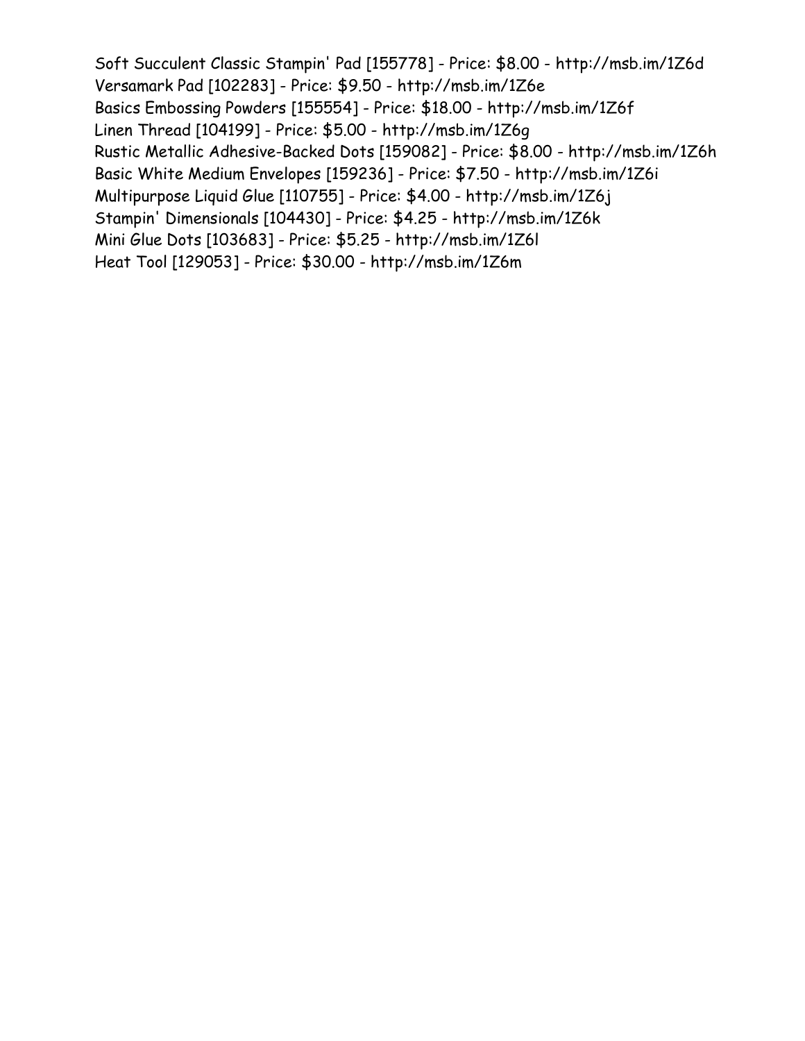Soft Succulent Classic Stampin' Pad [155778] - Price: $8.00 - http://msb.im/1Z6d
Versamark Pad [102283] - Price: $9.50 - http://msb.im/1Z6e
Basics Embossing Powders [155554] - Price: $18.00 - http://msb.im/1Z6f
Linen Thread [104199] - Price: $5.00 - http://msb.im/1Z6g
Rustic Metallic Adhesive-Backed Dots [159082] - Price: $8.00 - http://msb.im/1Z6h
Basic White Medium Envelopes [159236] - Price: $7.50 - http://msb.im/1Z6i
Multipurpose Liquid Glue [110755] - Price: $4.00 - http://msb.im/1Z6j
Stampin' Dimensionals [104430] - Price: $4.25 - http://msb.im/1Z6k
Mini Glue Dots [103683] - Price: $5.25 - http://msb.im/1Z6l
Heat Tool [129053] - Price: $30.00 - http://msb.im/1Z6m